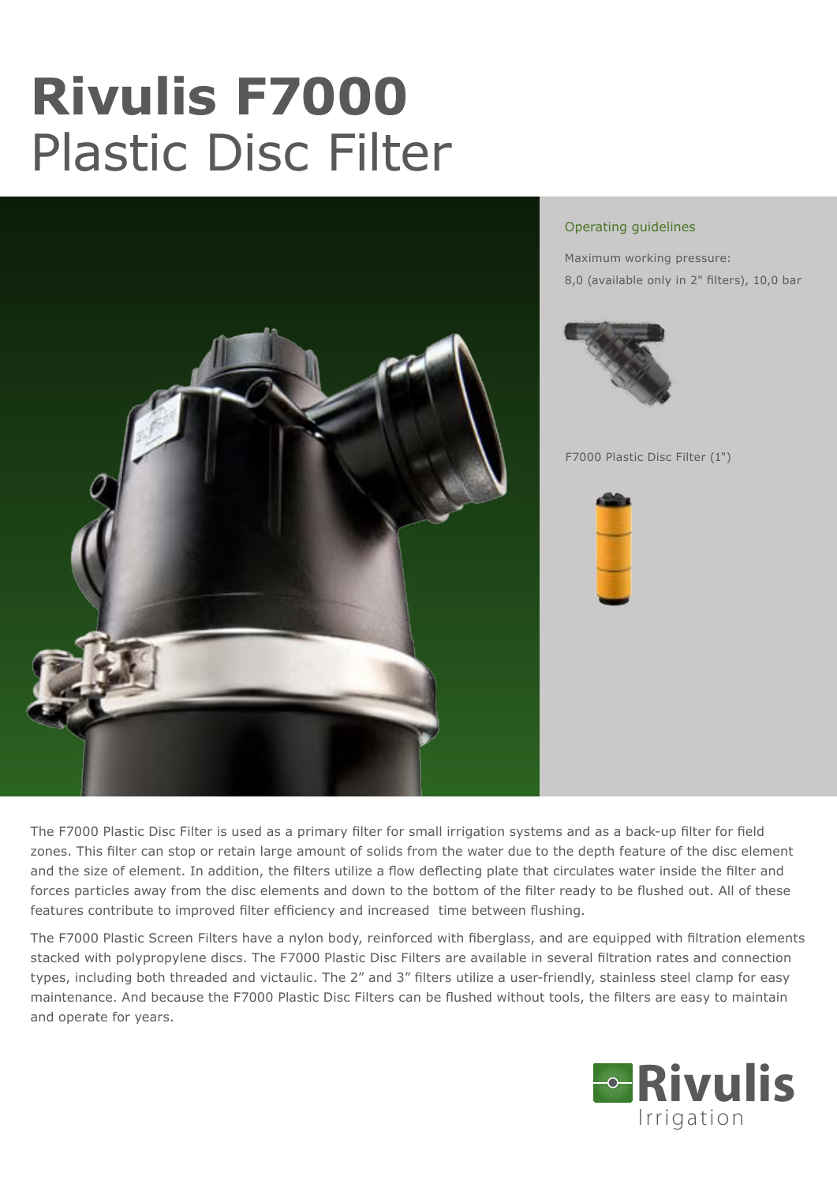# **Rivulis F7000**
# Plastic Disc Filter

## Operating guidelines

Maximum working pressure:
8,0 (available only in 2" filters), 10,0 bar

F7000 Plastic Disc Filter (1")

The F7000 Plastic Disc Filter is used as a primary filter for small irrigation systems and as a back-up filter for field zones. This filter can stop or retain large amount of solids from the water due to the depth feature of the disc element and the size of element. In addition, the filters utilize a flow deflecting plate that circulates water inside the filter and forces particles away from the disc elements and down to the bottom of the filter ready to be flushed out. All of these features contribute to improved filter efficiency and increased time between flushing.

The F7000 Plastic Screen Filters have a nylon body, reinforced with fiberglass, and are equipped with filtration elements stacked with polypropylene discs. The F7000 Plastic Disc Filters are available in several filtration rates and connection types, including both threaded and victaulic. The 2" and 3" filters utilize a user-friendly, stainless steel clamp for easy maintenance. And because the F7000 Plastic Disc Filters can be flushed without tools, the filters are easy to maintain and operate for years.

Rivulis Irrigation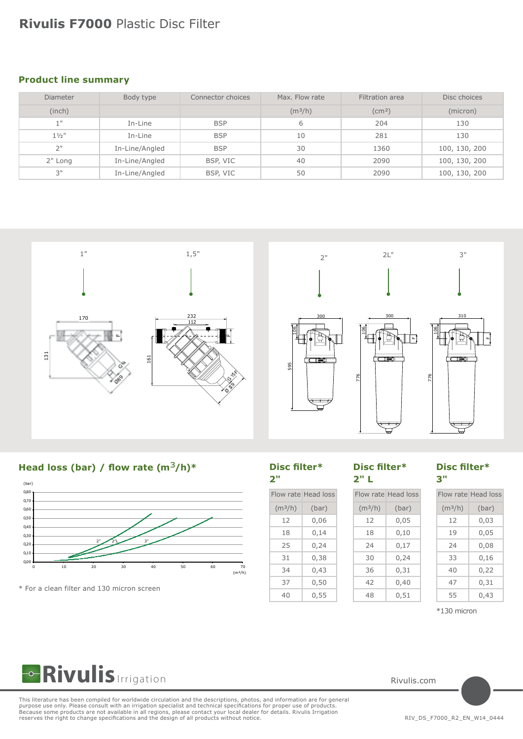# Rivulis F7000 Plastic Disc Filter

## Product line summary

| Diameter | Body type | Connector choices | Max. Flow rate | Filtration area | Disc choices |
|---|---|---|---|---|---|
| (inch) | | | (m³/h) | (cm²) | (micron) |
| 1" | In-Line | BSP | 6 | 204 | 130 |
| 1½" | In-Line | BSP | 10 | 281 | 130 |
| 2" | In-Line/Angled | BSP | 30 | 1360 | 100, 130, 200 |
| 2" Long | In-Line/Angled | BSP, VIC | 40 | 2090 | 100, 130, 200 |
| 3" | In-Line/Angled | BSP, VIC | 50 | 2090 | 100, 130, 200 |

1"

1,5"

170

131

F

G¾

Ø89

232

112

161

G 1½F

Ø 119

2"

2L"

3"

300

106

595

300

106

776

310

106

776

F

## Head loss (bar) / flow rate ($m^3$/h)*

(bar)

0,80
0,70
0,60
0,50
0,40
0,30
0,20
0,10
0,00

2"
2"L
3"

0
10
20
30
40
50
60
70
(m³/h)

\* For a clean filter and 130 micron screen

## Disc filter* 2"

| Flow rate | Head loss |
|---|---|
| (m³/h) | (bar) |
| 12 | 0,06 |
| 18 | 0,14 |
| 25 | 0,24 |
| 31 | 0,38 |
| 34 | 0,43 |
| 37 | 0,50 |
| 40 | 0,55 |

## Disc filter* 2" L

| Flow rate | Head loss |
|---|---|
| (m³/h) | (bar) |
| 12 | 0,05 |
| 18 | 0,10 |
| 24 | 0,17 |
| 30 | 0,24 |
| 36 | 0,31 |
| 42 | 0,40 |
| 48 | 0,51 |

## Disc filter* 3"

| Flow rate | Head loss |
|---|---|
| (m³/h) | (bar) |
| 12 | 0,03 |
| 19 | 0,05 |
| 24 | 0,08 |
| 33 | 0,16 |
| 40 | 0,22 |
| 47 | 0,31 |
| 55 | 0,43 |

*130 micron

Rivulis Irrigation

Rivulis.com

This literature has been compiled for worldwide circulation and the descriptions, photos, and information are for general purpose use only. Please consult with an irrigation specialist and technical specifications for proper use of products. Because some products are not available in all regions, please contact your local dealer for details. Rivulis Irrigation reserves the right to change specifications and the design of all products without notice.

RIV_DS_F7000_R2_EN_W14_0444